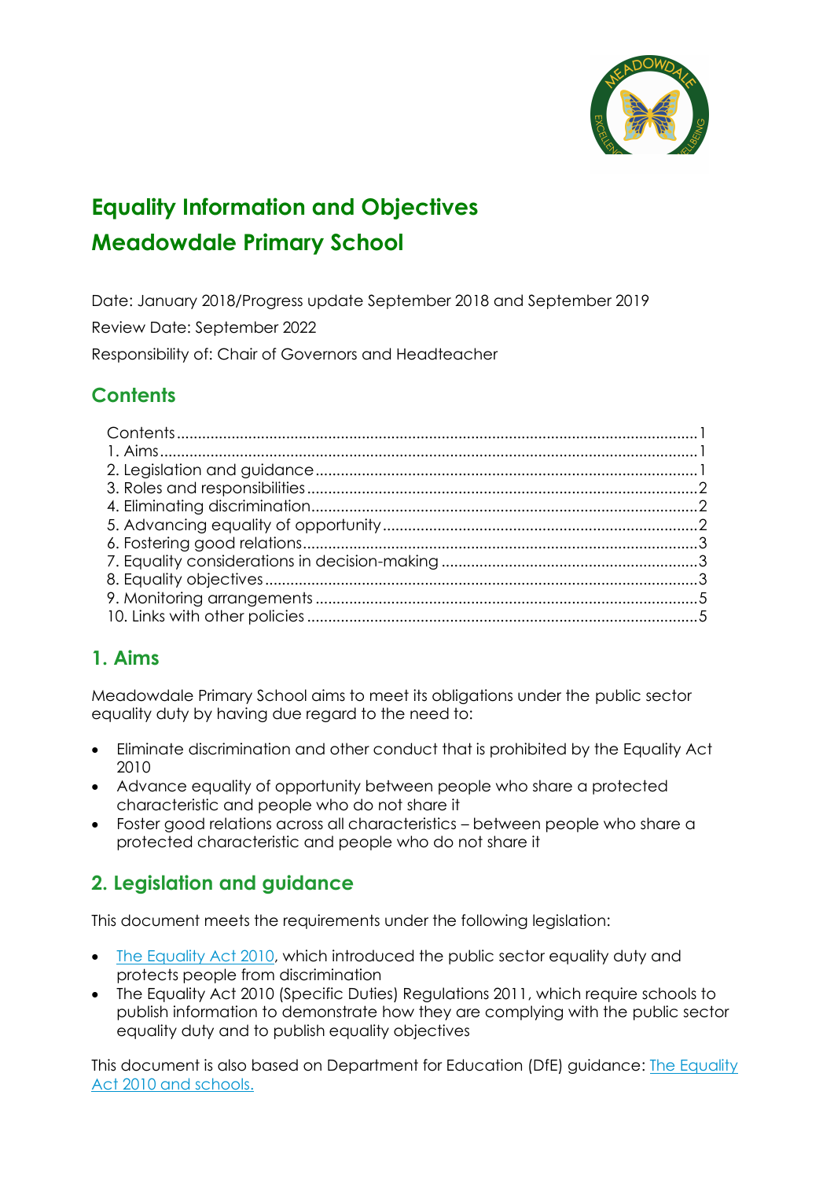# Equality Information and Objectives
# Meadowdale Primary School

Date: January 2018/Progress update September 2018 and September 2019

Review Date: September 2022

Responsibility of: Chair of Governors and Headteacher

## Contents

Contents ........................................................................................................................ 1
1. Aims ........................................................................................................................ 1
2. Legislation and guidance ....................................................................................... 1
3. Roles and responsibilities ....................................................................................... 2
4. Eliminating discrimination ...................................................................................... 2
5. Advancing equality of opportunity ........................................................................ 2
6. Fostering good relations ......................................................................................... 3
7. Equality considerations in decision-making .......................................................... 3
8. Equality objectives .................................................................................................. 3
9. Monitoring arrangements ....................................................................................... 5
10. Links with other policies ........................................................................................ 5

## 1. Aims

Meadowdale Primary School aims to meet its obligations under the public sector equality duty by having due regard to the need to:

- Eliminate discrimination and other conduct that is prohibited by the Equality Act 2010
- Advance equality of opportunity between people who share a protected characteristic and people who do not share it
- Foster good relations across all characteristics – between people who share a protected characteristic and people who do not share it

## 2. Legislation and guidance

This document meets the requirements under the following legislation:

- The Equality Act 2010, which introduced the public sector equality duty and protects people from discrimination
- The Equality Act 2010 (Specific Duties) Regulations 2011, which require schools to publish information to demonstrate how they are complying with the public sector equality duty and to publish equality objectives

This document is also based on Department for Education (DfE) guidance: The Equality Act 2010 and schools.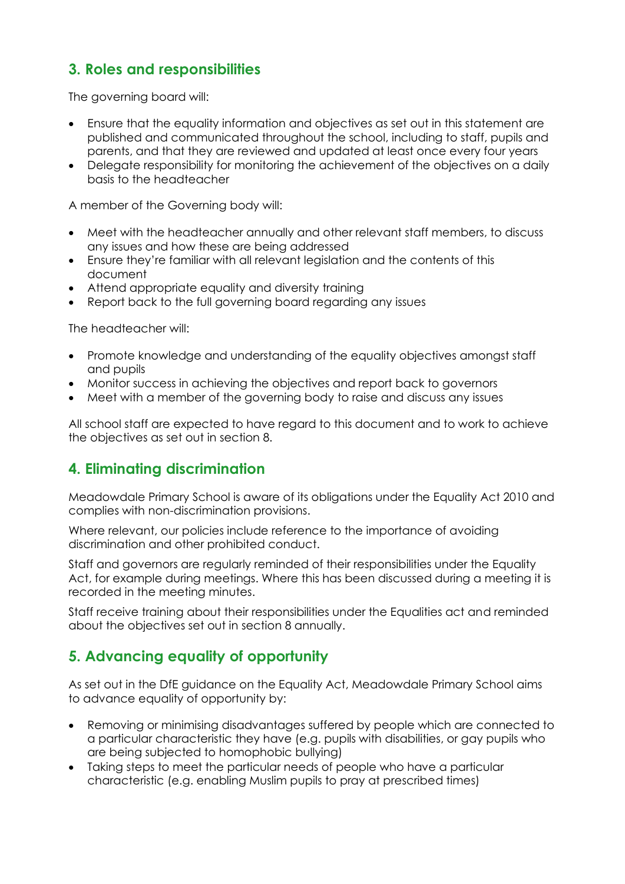## 3. Roles and responsibilities

The governing board will:

- Ensure that the equality information and objectives as set out in this statement are published and communicated throughout the school, including to staff, pupils and parents, and that they are reviewed and updated at least once every four years
- Delegate responsibility for monitoring the achievement of the objectives on a daily basis to the headteacher

A member of the Governing body will:

- Meet with the headteacher annually and other relevant staff members, to discuss any issues and how these are being addressed
- Ensure they're familiar with all relevant legislation and the contents of this document
- Attend appropriate equality and diversity training
- Report back to the full governing board regarding any issues

The headteacher will:

- Promote knowledge and understanding of the equality objectives amongst staff and pupils
- Monitor success in achieving the objectives and report back to governors
- Meet with a member of the governing body to raise and discuss any issues

All school staff are expected to have regard to this document and to work to achieve the objectives as set out in section 8.

## 4. Eliminating discrimination

Meadowdale Primary School is aware of its obligations under the Equality Act 2010 and complies with non-discrimination provisions.

Where relevant, our policies include reference to the importance of avoiding discrimination and other prohibited conduct.

Staff and governors are regularly reminded of their responsibilities under the Equality Act, for example during meetings. Where this has been discussed during a meeting it is recorded in the meeting minutes.

Staff receive training about their responsibilities under the Equalities act and reminded about the objectives set out in section 8 annually.

## 5. Advancing equality of opportunity

As set out in the DfE guidance on the Equality Act, Meadowdale Primary School aims to advance equality of opportunity by:

- Removing or minimising disadvantages suffered by people which are connected to a particular characteristic they have (e.g. pupils with disabilities, or gay pupils who are being subjected to homophobic bullying)
- Taking steps to meet the particular needs of people who have a particular characteristic (e.g. enabling Muslim pupils to pray at prescribed times)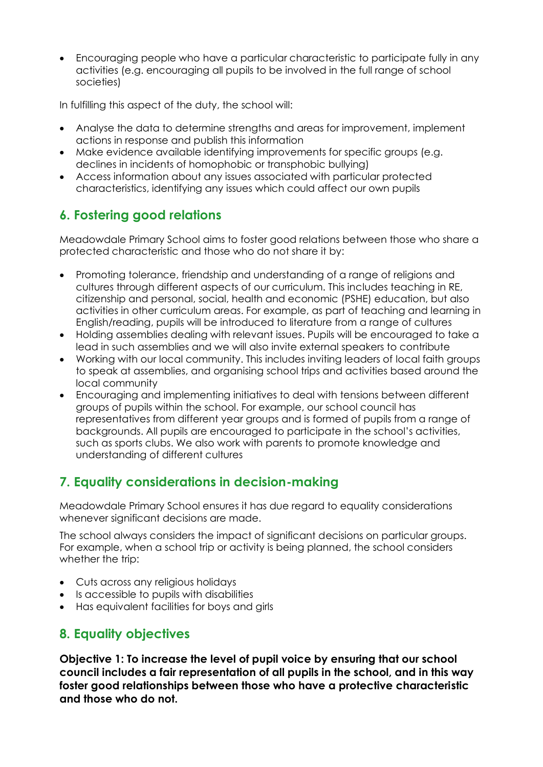- Encouraging people who have a particular characteristic to participate fully in any activities (e.g. encouraging all pupils to be involved in the full range of school societies)

In fulfilling this aspect of the duty, the school will:

- Analyse the data to determine strengths and areas for improvement, implement actions in response and publish this information
- Make evidence available identifying improvements for specific groups (e.g. declines in incidents of homophobic or transphobic bullying)
- Access information about any issues associated with particular protected characteristics, identifying any issues which could affect our own pupils

## 6. Fostering good relations

Meadowdale Primary School aims to foster good relations between those who share a protected characteristic and those who do not share it by:

- Promoting tolerance, friendship and understanding of a range of religions and cultures through different aspects of our curriculum. This includes teaching in RE, citizenship and personal, social, health and economic (PSHE) education, but also activities in other curriculum areas. For example, as part of teaching and learning in English/reading, pupils will be introduced to literature from a range of cultures
- Holding assemblies dealing with relevant issues. Pupils will be encouraged to take a lead in such assemblies and we will also invite external speakers to contribute
- Working with our local community. This includes inviting leaders of local faith groups to speak at assemblies, and organising school trips and activities based around the local community
- Encouraging and implementing initiatives to deal with tensions between different groups of pupils within the school. For example, our school council has representatives from different year groups and is formed of pupils from a range of backgrounds. All pupils are encouraged to participate in the school's activities, such as sports clubs. We also work with parents to promote knowledge and understanding of different cultures

## 7. Equality considerations in decision-making

Meadowdale Primary School ensures it has due regard to equality considerations whenever significant decisions are made.

The school always considers the impact of significant decisions on particular groups. For example, when a school trip or activity is being planned, the school considers whether the trip:

- Cuts across any religious holidays
- Is accessible to pupils with disabilities
- Has equivalent facilities for boys and girls

## 8. Equality objectives

**Objective 1: To increase the level of pupil voice by ensuring that our school council includes a fair representation of all pupils in the school, and in this way foster good relationships between those who have a protective characteristic and those who do not.**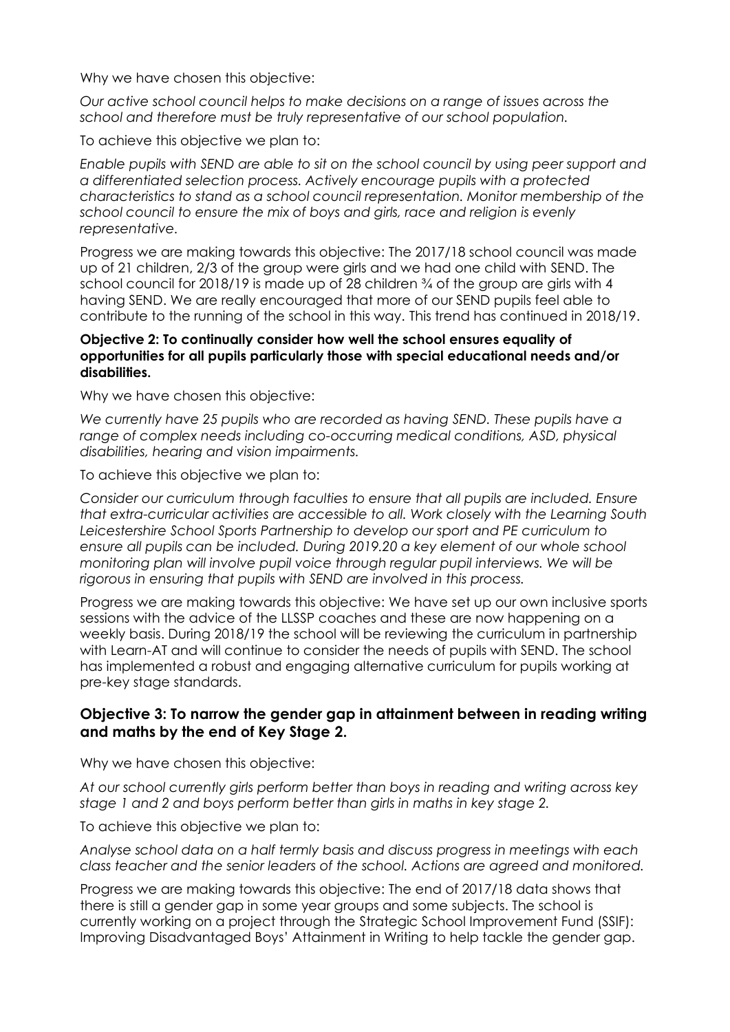Why we have chosen this objective:

*Our active school council helps to make decisions on a range of issues across the school and therefore must be truly representative of our school population.*

To achieve this objective we plan to:

*Enable pupils with SEND are able to sit on the school council by using peer support and a differentiated selection process. Actively encourage pupils with a protected characteristics to stand as a school council representation. Monitor membership of the school council to ensure the mix of boys and girls, race and religion is evenly representative.*

Progress we are making towards this objective: The 2017/18 school council was made up of 21 children, 2/3 of the group were girls and we had one child with SEND. The school council for 2018/19 is made up of 28 children ¾ of the group are girls with 4 having SEND. We are really encouraged that more of our SEND pupils feel able to contribute to the running of the school in this way. This trend has continued in 2018/19.

**Objective 2: To continually consider how well the school ensures equality of opportunities for all pupils particularly those with special educational needs and/or disabilities.**

Why we have chosen this objective:

*We currently have 25 pupils who are recorded as having SEND. These pupils have a range of complex needs including co-occurring medical conditions, ASD, physical disabilities, hearing and vision impairments.*

To achieve this objective we plan to:

*Consider our curriculum through faculties to ensure that all pupils are included. Ensure that extra-curricular activities are accessible to all. Work closely with the Learning South Leicestershire School Sports Partnership to develop our sport and PE curriculum to ensure all pupils can be included. During 2019.20 a key element of our whole school monitoring plan will involve pupil voice through regular pupil interviews. We will be rigorous in ensuring that pupils with SEND are involved in this process.*

Progress we are making towards this objective: We have set up our own inclusive sports sessions with the advice of the LLSSP coaches and these are now happening on a weekly basis. During 2018/19 the school will be reviewing the curriculum in partnership with Learn-AT and will continue to consider the needs of pupils with SEND. The school has implemented a robust and engaging alternative curriculum for pupils working at pre-key stage standards.

## Objective 3: To narrow the gender gap in attainment between in reading writing and maths by the end of Key Stage 2.

Why we have chosen this objective:

*At our school currently girls perform better than boys in reading and writing across key stage 1 and 2 and boys perform better than girls in maths in key stage 2.*

To achieve this objective we plan to:

*Analyse school data on a half termly basis and discuss progress in meetings with each class teacher and the senior leaders of the school. Actions are agreed and monitored.*

Progress we are making towards this objective: The end of 2017/18 data shows that there is still a gender gap in some year groups and some subjects. The school is currently working on a project through the Strategic School Improvement Fund (SSIF): Improving Disadvantaged Boys' Attainment in Writing to help tackle the gender gap.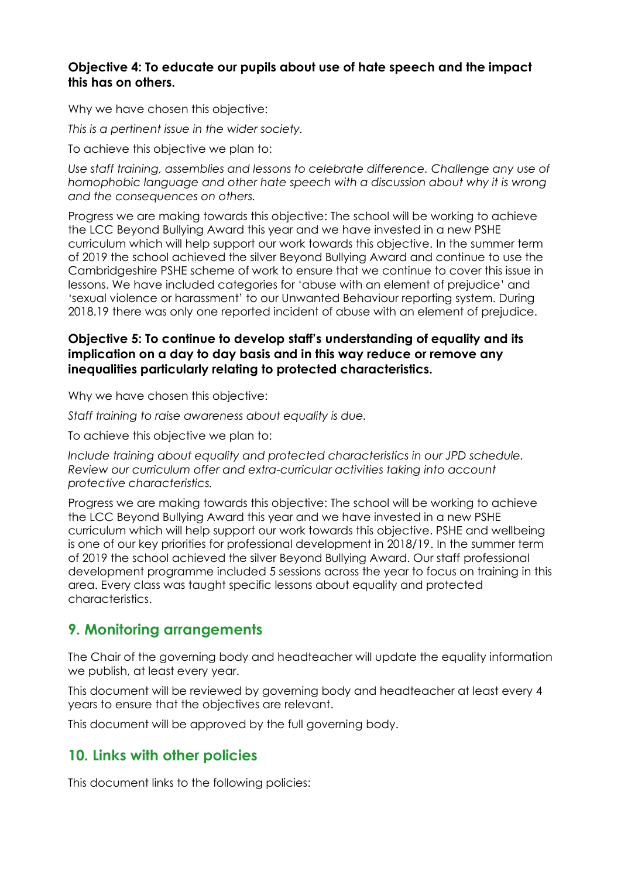**Objective 4: To educate our pupils about use of hate speech and the impact this has on others.**

Why we have chosen this objective:

*This is a pertinent issue in the wider society.*

To achieve this objective we plan to:

*Use staff training, assemblies and lessons to celebrate difference. Challenge any use of homophobic language and other hate speech with a discussion about why it is wrong and the consequences on others.*

Progress we are making towards this objective: The school will be working to achieve the LCC Beyond Bullying Award this year and we have invested in a new PSHE curriculum which will help support our work towards this objective. In the summer term of 2019 the school achieved the silver Beyond Bullying Award and continue to use the Cambridgeshire PSHE scheme of work to ensure that we continue to cover this issue in lessons. We have included categories for 'abuse with an element of prejudice' and 'sexual violence or harassment' to our Unwanted Behaviour reporting system. During 2018.19 there was only one reported incident of abuse with an element of prejudice.

**Objective 5: To continue to develop staff's understanding of equality and its implication on a day to day basis and in this way reduce or remove any inequalities particularly relating to protected characteristics.**

Why we have chosen this objective:

*Staff training to raise awareness about equality is due.*

To achieve this objective we plan to:

*Include training about equality and protected characteristics in our JPD schedule. Review our curriculum offer and extra-curricular activities taking into account protective characteristics.*

Progress we are making towards this objective: The school will be working to achieve the LCC Beyond Bullying Award this year and we have invested in a new PSHE curriculum which will help support our work towards this objective. PSHE and wellbeing is one of our key priorities for professional development in 2018/19. In the summer term of 2019 the school achieved the silver Beyond Bullying Award. Our staff professional development programme included 5 sessions across the year to focus on training in this area. Every class was taught specific lessons about equality and protected characteristics.

## 9. Monitoring arrangements

The Chair of the governing body and headteacher will update the equality information we publish, at least every year.

This document will be reviewed by governing body and headteacher at least every 4 years to ensure that the objectives are relevant.

This document will be approved by the full governing body.

## 10. Links with other policies

This document links to the following policies: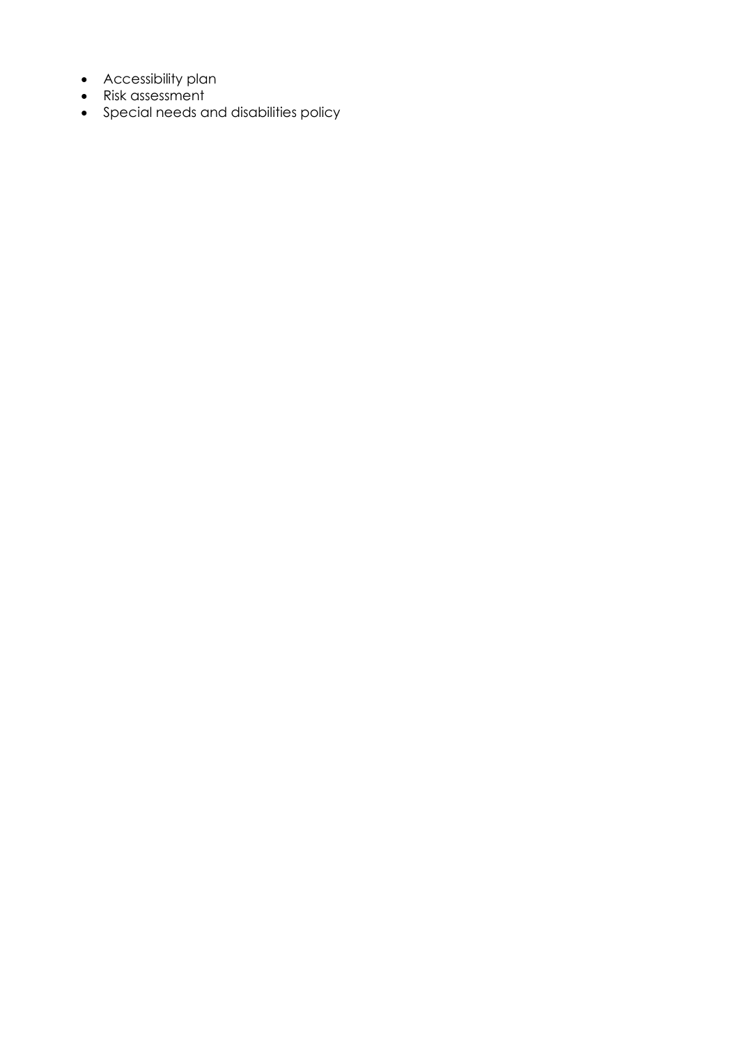- Accessibility plan
- Risk assessment
- Special needs and disabilities policy